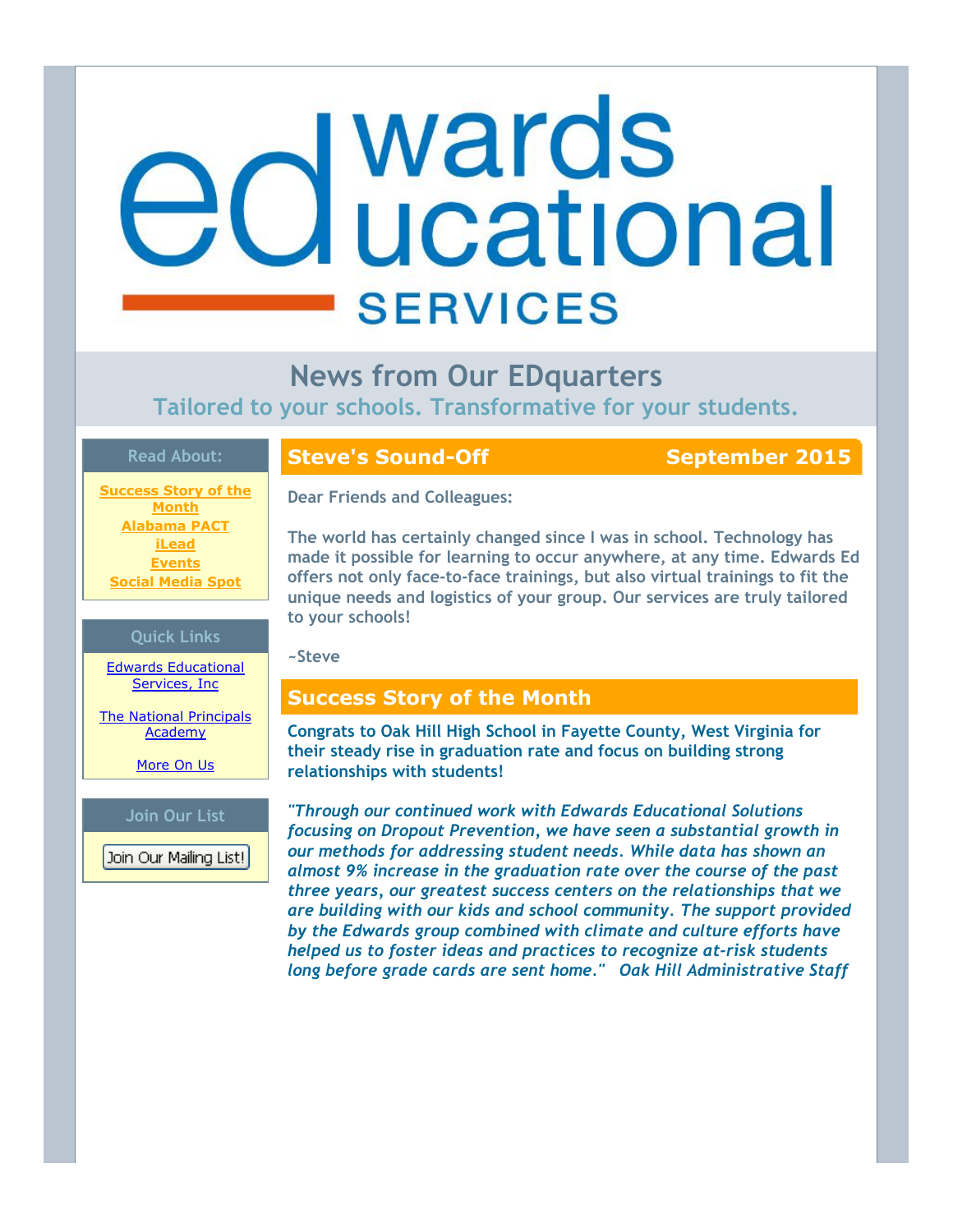# edwards educational SERVICES

## News from Our EDquarters

Tailored to your schools. Transformative for your students.

**Read About:**

- Success Story of the Month
- Alabama PACT
- iLead
- Events
- Social Media Spot

**Quick Links**

- Edwards Educational Services, Inc
- The National Principals Academy
- More On Us

**Join Our List**

Join Our Mailing List!

## Steve's Sound-Off — September 2015

Dear Friends and Colleagues:

The world has certainly changed since I was in school. Technology has made it possible for learning to occur anywhere, at any time. Edwards Ed offers not only face-to-face trainings, but also virtual trainings to fit the unique needs and logistics of your group. Our services are truly tailored to your schools!

~Steve

## Success Story of the Month

**Congrats to Oak Hill High School in Fayette County, West Virginia for their steady rise in graduation rate and focus on building strong relationships with students!**

*"Through our continued work with Edwards Educational Solutions focusing on Dropout Prevention, we have seen a substantial growth in our methods for addressing student needs. While data has shown an almost 9% increase in the graduation rate over the course of the past three years, our greatest success centers on the relationships that we are building with our kids and school community. The support provided by the Edwards group combined with climate and culture efforts have helped us to foster ideas and practices to recognize at-risk students long before grade cards are sent home." Oak Hill Administrative Staff*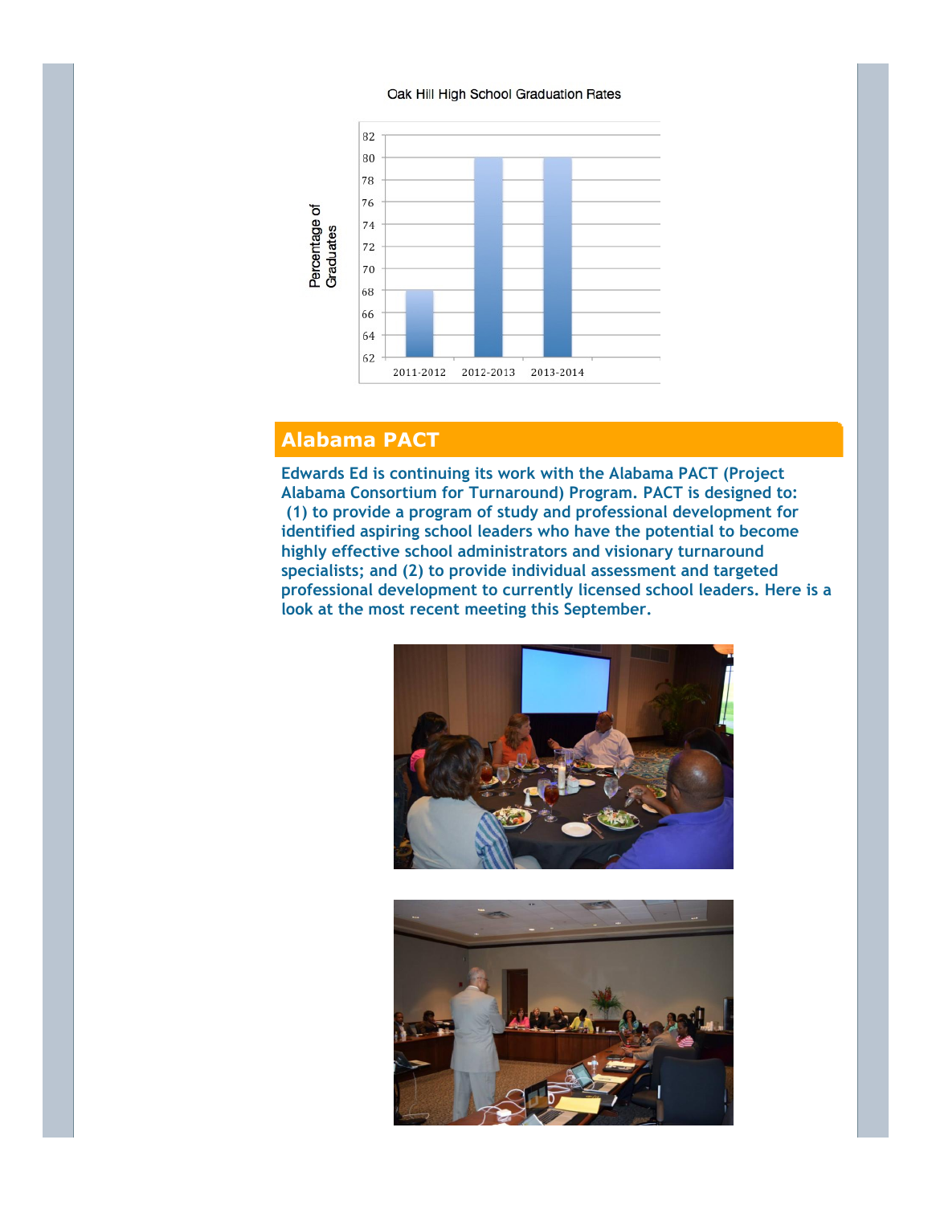Oak Hill High School Graduation Rates

| Year | Percentage of Graduates |
| --- | --- |
| 2011-2012 | 68 |
| 2012-2013 | 80 |
| 2013-2014 | 80 |

## Alabama PACT

**Edwards Ed is continuing its work with the Alabama PACT (Project Alabama Consortium for Turnaround) Program. PACT is designed to: (1) to provide a program of study and professional development for identified aspiring school leaders who have the potential to become highly effective school administrators and visionary turnaround specialists; and (2) to provide individual assessment and targeted professional development to currently licensed school leaders. Here is a look at the most recent meeting this September.**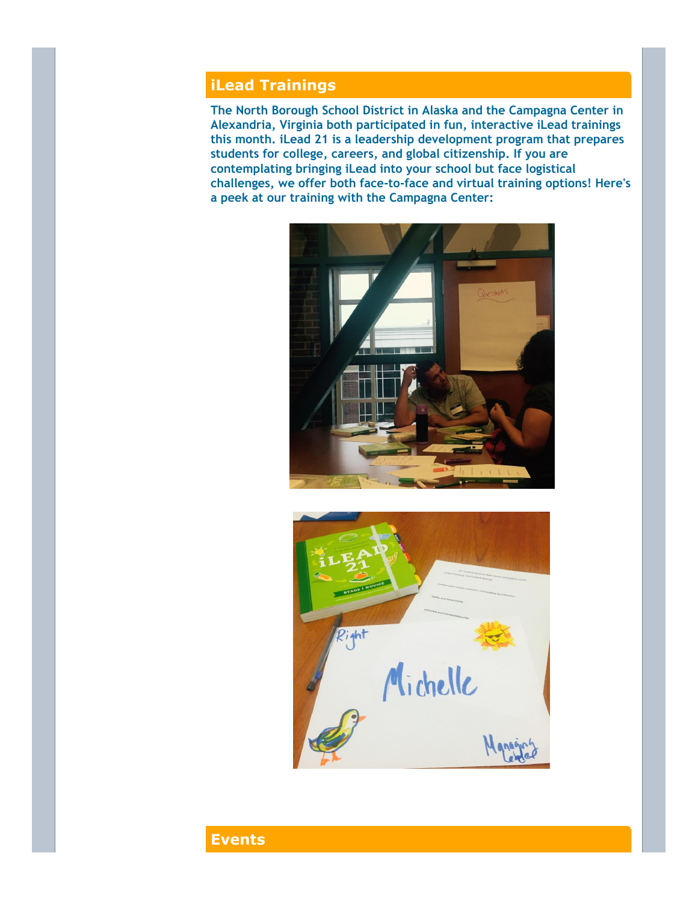## iLead Trainings

**The North Borough School District in Alaska and the Campagna Center in Alexandria, Virginia both participated in fun, interactive iLead trainings this month. iLead 21 is a leadership development program that prepares students for college, careers, and global citizenship. If you are contemplating bringing iLead into your school but face logistical challenges, we offer both face-to-face and virtual training options! Here's a peek at our training with the Campagna Center:**

## Events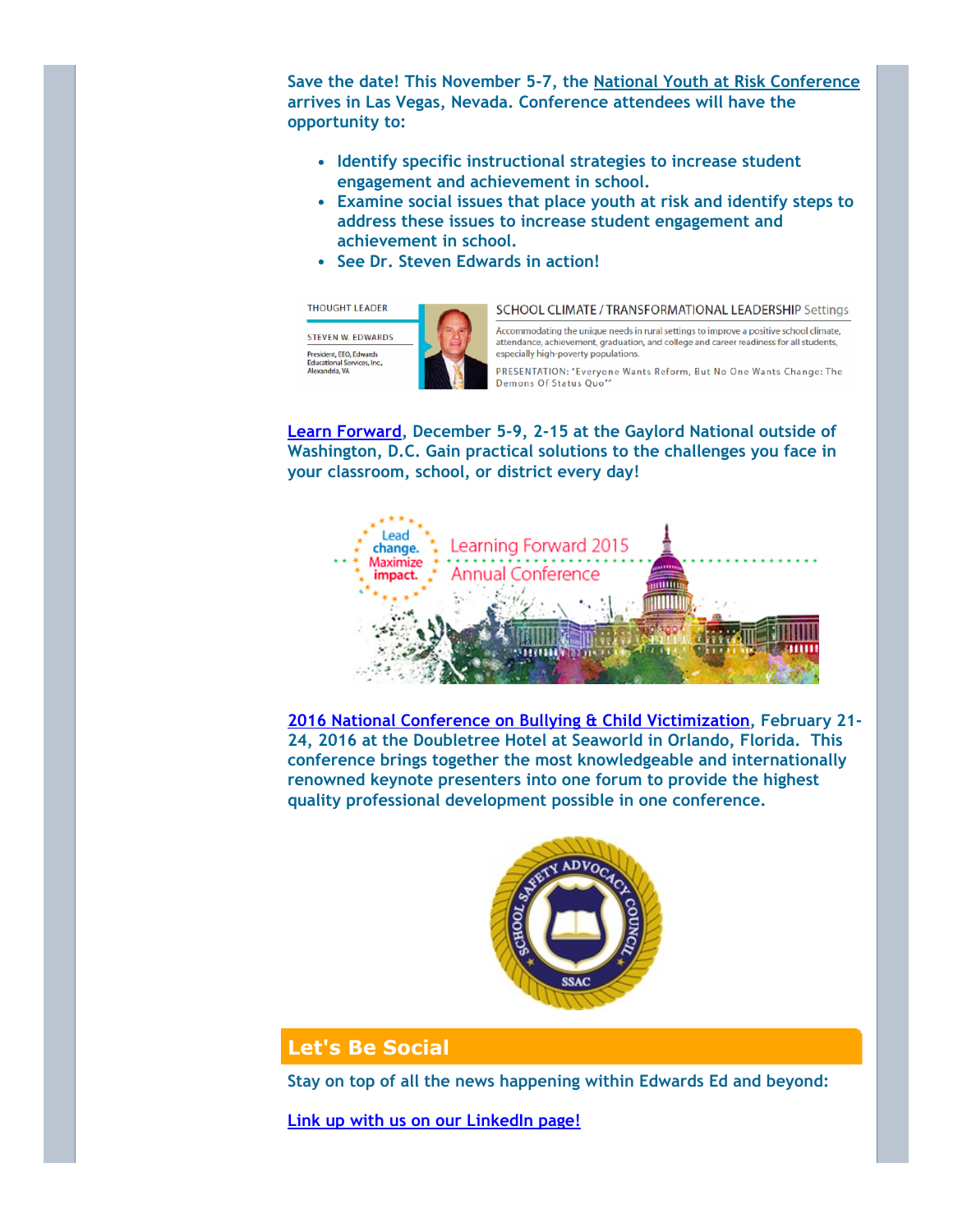Save the date! This November 5-7, the National Youth at Risk Conference arrives in Las Vegas, Nevada. Conference attendees will have the opportunity to:

- Identify specific instructional strategies to increase student engagement and achievement in school.
- Examine social issues that place youth at risk and identify steps to address these issues to increase student engagement and achievement in school.
- See Dr. Steven Edwards in action!

THOUGHT LEADER

STEVEN W. EDWARDS

President, EEO, Edwards Educational Services, Inc, Alexandria, VA

SCHOOL CLIMATE / TRANSFORMATIONAL LEADERSHIP Settings

Accommodating the unique needs in rural settings to improve a positive school climate, attendance, achievement, graduation, and college and career readiness for all students, especially high-poverty populations.

PRESENTATION: "Everyone Wants Reform, But No One Wants Change: The Demons Of Status Quo"

Learn Forward, December 5-9, 2-15 at the Gaylord National outside of Washington, D.C. Gain practical solutions to the challenges you face in your classroom, school, or district every day!

Lead change. Maximize impact.

Learning Forward 2015 Annual Conference

2016 National Conference on Bullying & Child Victimization, February 21-24, 2016 at the Doubletree Hotel at Seaworld in Orlando, Florida. This conference brings together the most knowledgeable and internationally renowned keynote presenters into one forum to provide the highest quality professional development possible in one conference.

SCHOOL SAFETY ADVOCACY COUNCIL SSAC

## Let's Be Social

Stay on top of all the news happening within Edwards Ed and beyond:

Link up with us on our LinkedIn page!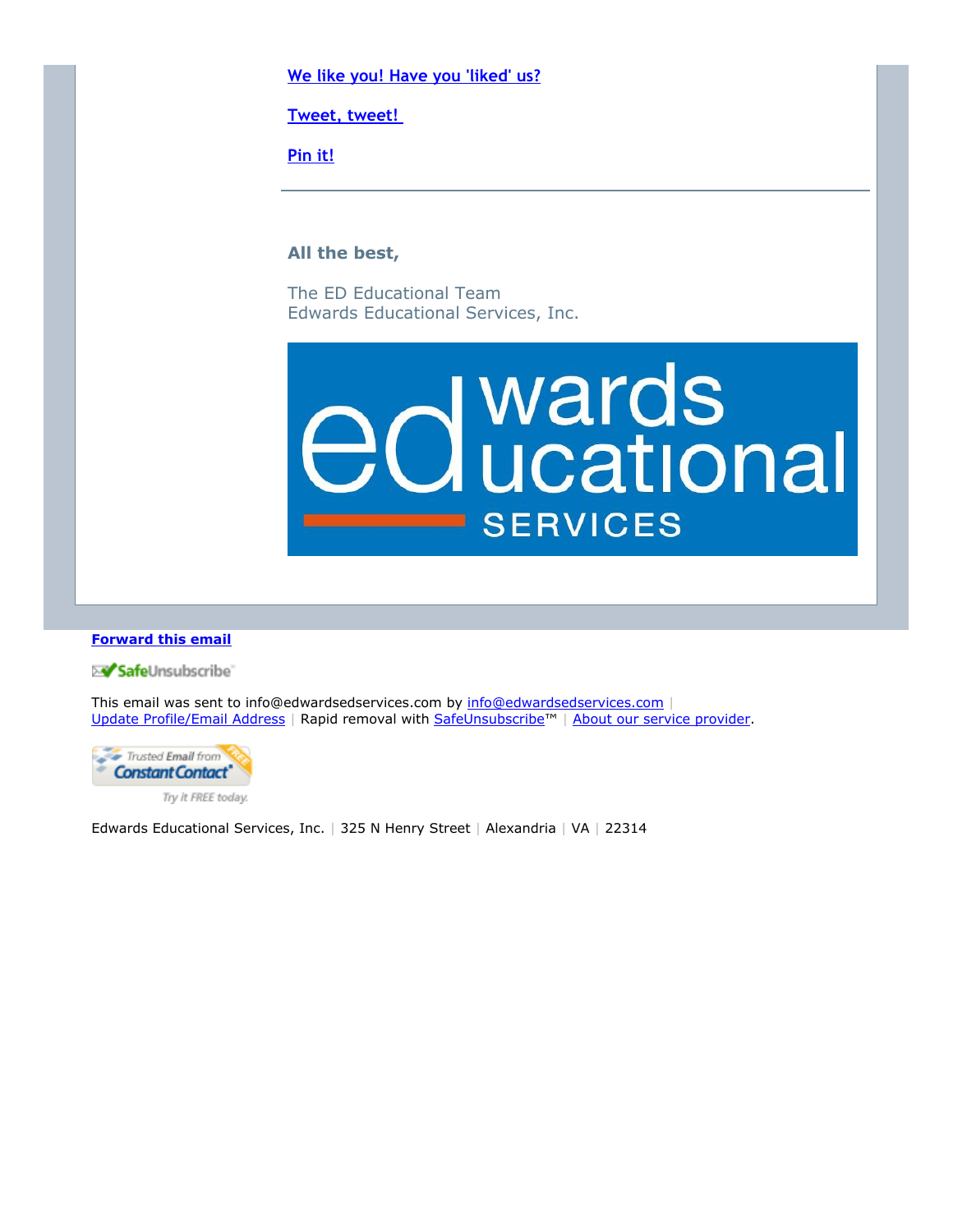[We like you! Have you 'liked' us?]

[Tweet, tweet!]

[Pin it!]

---

**All the best,**

The ED Educational Team
Edwards Educational Services, Inc.

[Forward this email]

This email was sent to info@edwardsedservices.com by info@edwardsedservices.com | Update Profile/Email Address | Rapid removal with SafeUnsubscribe™ | About our service provider.

Edwards Educational Services, Inc. | 325 N Henry Street | Alexandria | VA | 22314